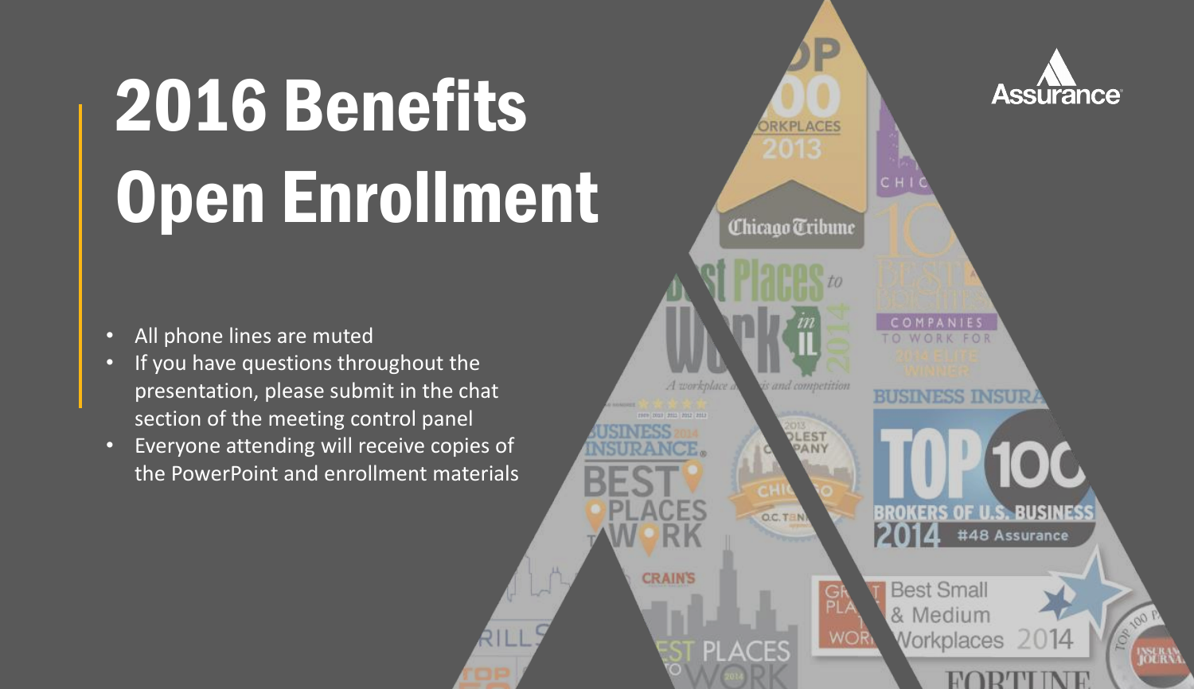# 2016 Benefits Open Enrollment

- All phone lines are muted
- If you have questions throughout the presentation, please submit in the chat section of the meeting control panel
- Everyone attending will receive copies of the PowerPoint and enrollment materials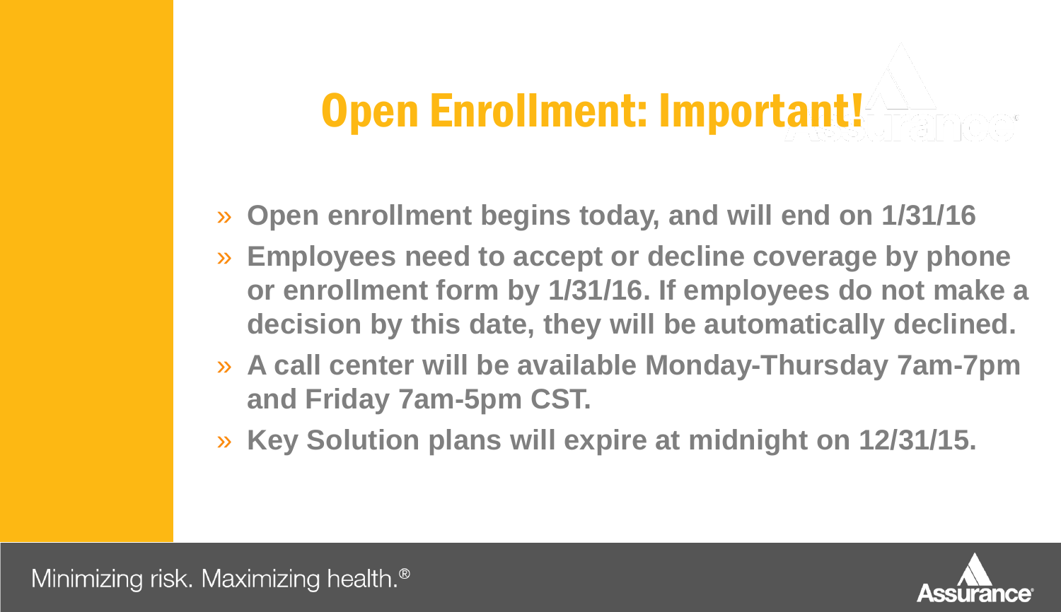# Open Enrollment: Important!

- Open enrollment begins today, and will end on 1/31/16
- Employees need to accept or decline coverage by phone or enrollment form by 1/31/16. If employees do not make a decision by this date, they will be automatically declined.
- A call center will be available Monday-Thursday 7am-7pm and Friday 7am-5pm CST.
- Key Solution plans will expire at midnight on 12/31/15.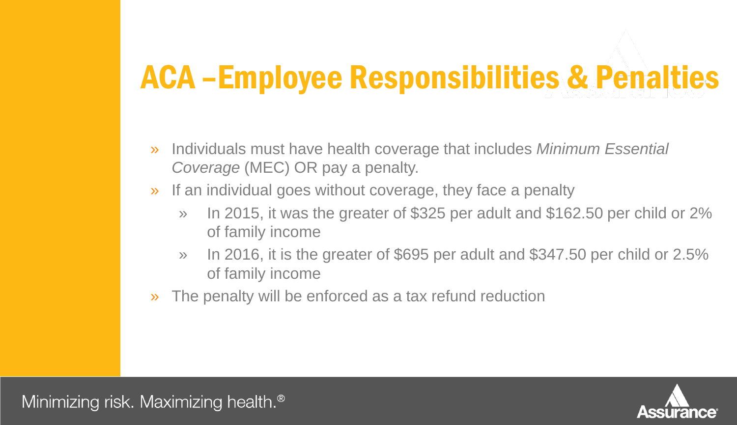# ACA –Employee Responsibilities & Penalties

- Individuals must have health coverage that includes *Minimum Essential Coverage* (MEC) OR pay a penalty.
- If an individual goes without coverage, they face a penalty
  - In 2015, it was the greater of $325 per adult and $162.50 per child or 2% of family income
  - In 2016, it is the greater of $695 per adult and $347.50 per child or 2.5% of family income
- The penalty will be enforced as a tax refund reduction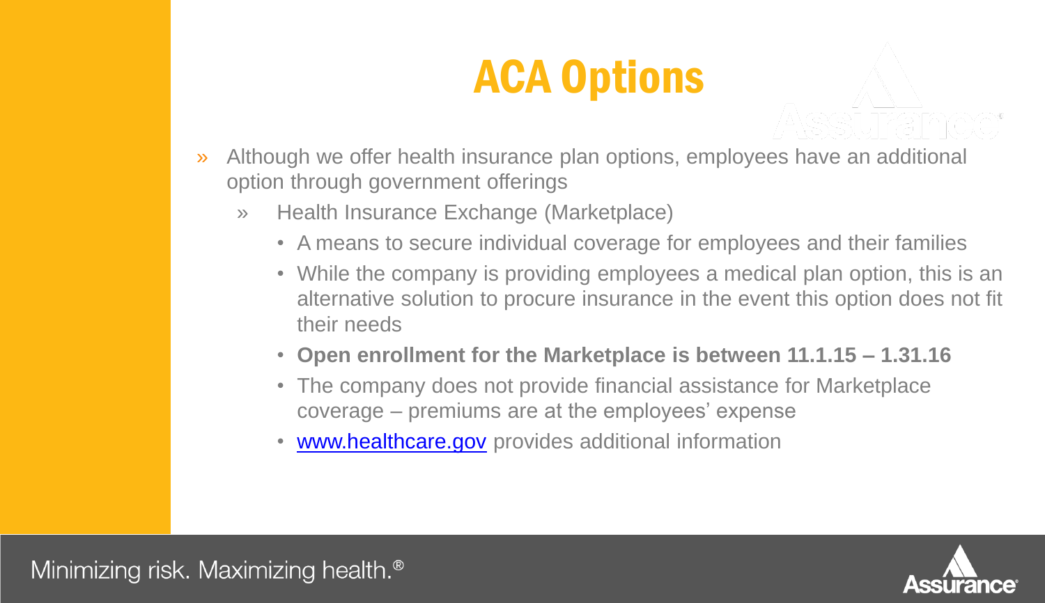# ACA Options

- Although we offer health insurance plan options, employees have an additional option through government offerings
  - Health Insurance Exchange (Marketplace)
    - A means to secure individual coverage for employees and their families
    - While the company is providing employees a medical plan option, this is an alternative solution to procure insurance in the event this option does not fit their needs
    - **Open enrollment for the Marketplace is between 11.1.15 – 1.31.16**
    - The company does not provide financial assistance for Marketplace coverage – premiums are at the employees' expense
    - [www.healthcare.gov](http://www.healthcare.gov) provides additional information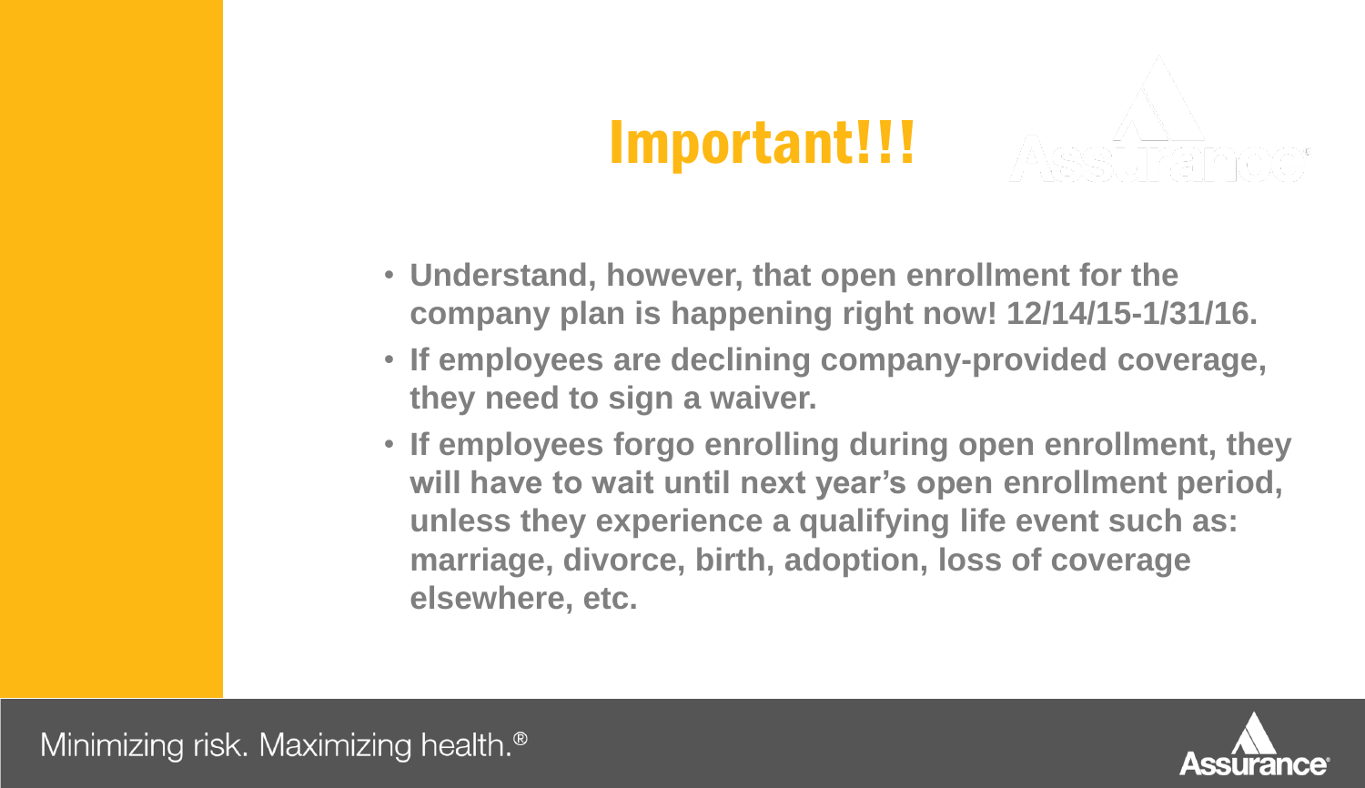# Important!!!

- **Understand, however, that open enrollment for the company plan is happening right now! 12/14/15-1/31/16.**
- **If employees are declining company-provided coverage, they need to sign a waiver.**
- **If employees forgo enrolling during open enrollment, they will have to wait until next year's open enrollment period, unless they experience a qualifying life event such as: marriage, divorce, birth, adoption, loss of coverage elsewhere, etc.**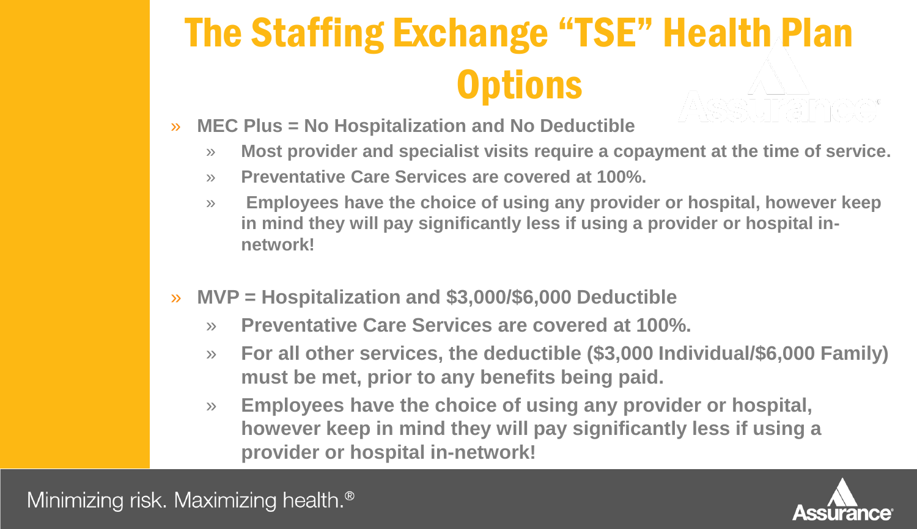# The Staffing Exchange "TSE" Health Plan Options

- **MEC Plus = No Hospitalization and No Deductible**
  - **Most provider and specialist visits require a copayment at the time of service.**
  - **Preventative Care Services are covered at 100%.**
  - **Employees have the choice of using any provider or hospital, however keep in mind they will pay significantly less if using a provider or hospital in-network!**

- **MVP = Hospitalization and $3,000/$6,000 Deductible**
  - **Preventative Care Services are covered at 100%.**
  - **For all other services, the deductible ($3,000 Individual/$6,000 Family) must be met, prior to any benefits being paid.**
  - **Employees have the choice of using any provider or hospital, however keep in mind they will pay significantly less if using a provider or hospital in-network!**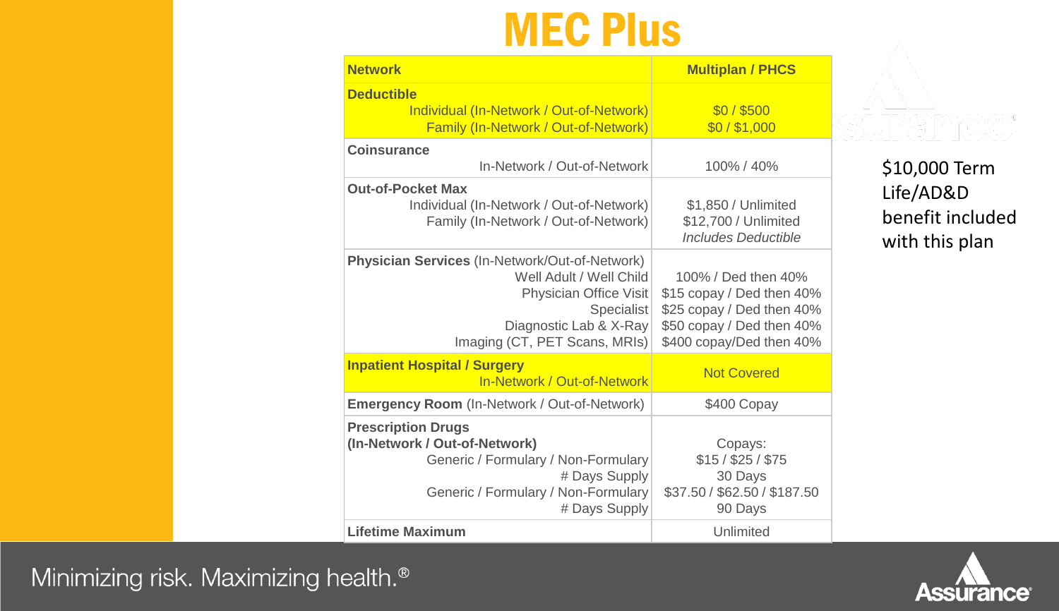# MEC Plus

| Network | Multiplan / PHCS |
|---|---|
| **Deductible**<br>Individual (In-Network / Out-of-Network)<br>Family (In-Network / Out-of-Network) | $0 / $500<br>$0 / $1,000 |
| **Coinsurance**<br>In-Network / Out-of-Network | 100% / 40% |
| **Out-of-Pocket Max**<br>Individual (In-Network / Out-of-Network)<br>Family (In-Network / Out-of-Network) | $1,850 / Unlimited<br>$12,700 / Unlimited<br>*Includes Deductible* |
| **Physician Services** (In-Network/Out-of-Network)<br>Well Adult / Well Child<br>Physician Office Visit<br>Specialist<br>Diagnostic Lab & X-Ray<br>Imaging (CT, PET Scans, MRIs) | 100% / Ded then 40%<br>$15 copay / Ded then 40%<br>$25 copay / Ded then 40%<br>$50 copay / Ded then 40%<br>$400 copay/Ded then 40% |
| **Inpatient Hospital / Surgery**<br>In-Network / Out-of-Network | Not Covered |
| **Emergency Room** (In-Network / Out-of-Network) | $400 Copay |
| **Prescription Drugs**<br>**(In-Network / Out-of-Network)**<br>Generic / Formulary / Non-Formulary<br># Days Supply<br>Generic / Formulary / Non-Formulary<br># Days Supply | Copays:<br>$15 / $25 / $75<br>30 Days<br>$37.50 / $62.50 / $187.50<br>90 Days |
| **Lifetime Maximum** | Unlimited |

$10,000 Term Life/AD&D benefit included with this plan

Minimizing risk. Maximizing health.®

Assurance®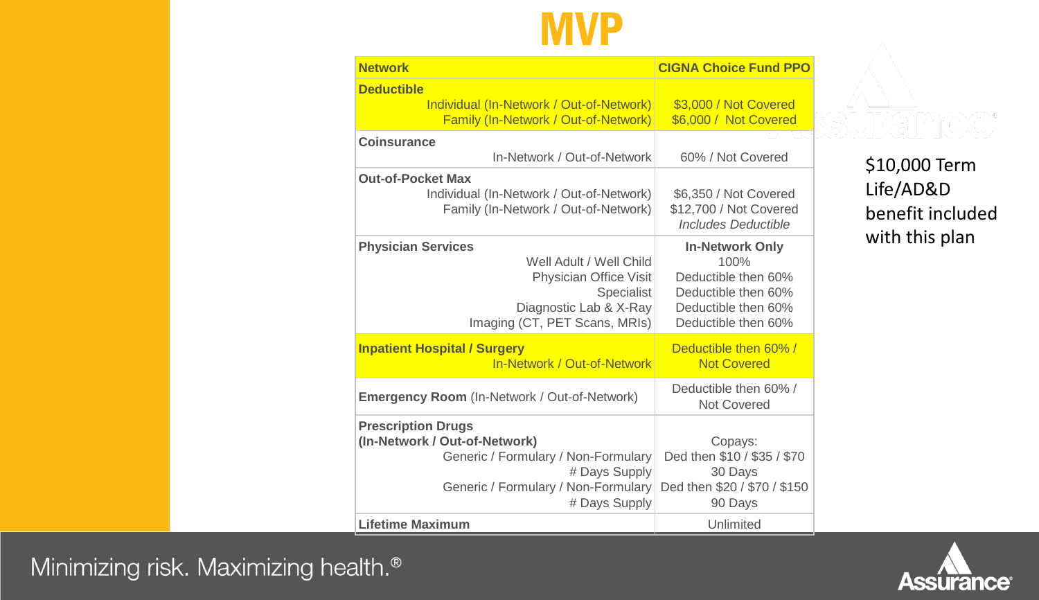# MVP

| Network | CIGNA Choice Fund PPO |
|---|---|
| **Deductible**<br>Individual (In-Network / Out-of-Network)<br>Family (In-Network / Out-of-Network) | <br>$3,000 / Not Covered<br>$6,000 / Not Covered |
| **Coinsurance**<br>In-Network / Out-of-Network | <br>60% / Not Covered |
| **Out-of-Pocket Max**<br>Individual (In-Network / Out-of-Network)<br>Family (In-Network / Out-of-Network) | <br>$6,350 / Not Covered<br>$12,700 / Not Covered<br>*Includes Deductible* |
| **Physician Services**<br>Well Adult / Well Child<br>Physician Office Visit<br>Specialist<br>Diagnostic Lab & X-Ray<br>Imaging (CT, PET Scans, MRIs) | **In-Network Only**<br>100%<br>Deductible then 60%<br>Deductible then 60%<br>Deductible then 60%<br>Deductible then 60% |
| **Inpatient Hospital / Surgery**<br>In-Network / Out-of-Network | Deductible then 60% /<br>Not Covered |
| **Emergency Room** (In-Network / Out-of-Network) | Deductible then 60% /<br>Not Covered |
| **Prescription Drugs**<br>**(In-Network / Out-of-Network)**<br>Generic / Formulary / Non-Formulary<br># Days Supply<br>Generic / Formulary / Non-Formulary<br># Days Supply | <br>Copays:<br>Ded then $10 / $35 / $70<br>30 Days<br>Ded then $20 / $70 / $150<br>90 Days |
| **Lifetime Maximum** | Unlimited |

$10,000 Term Life/AD&D benefit included with this plan

Minimizing risk. Maximizing health.®

Assurance®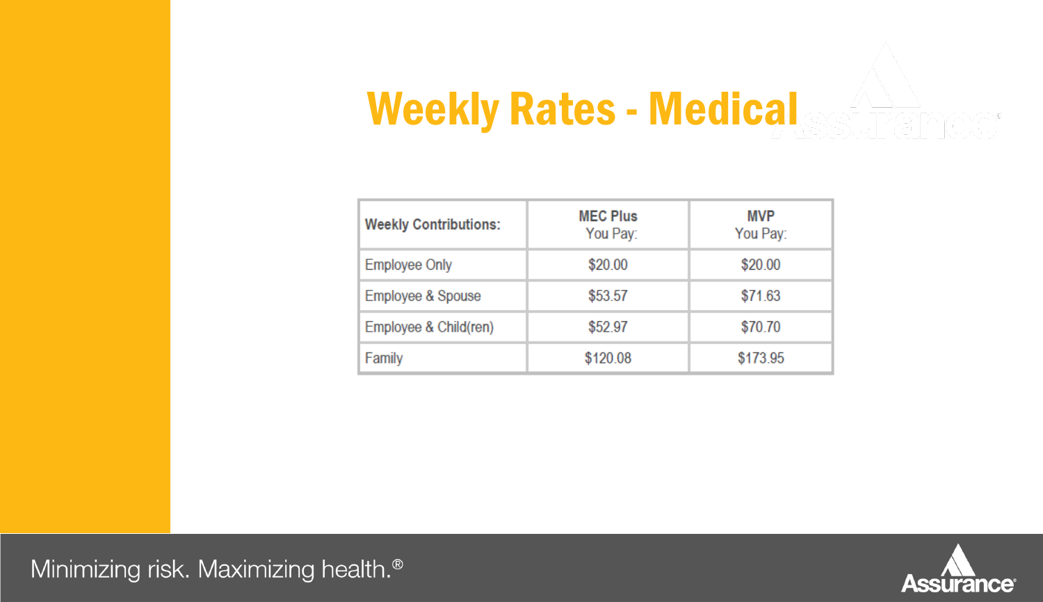# Weekly Rates - Medical

| Weekly Contributions: | MEC Plus You Pay: | MVP You Pay: |
|---|---|---|
| Employee Only | $20.00 | $20.00 |
| Employee & Spouse | $53.57 | $71.63 |
| Employee & Child(ren) | $52.97 | $70.70 |
| Family | $120.08 | $173.95 |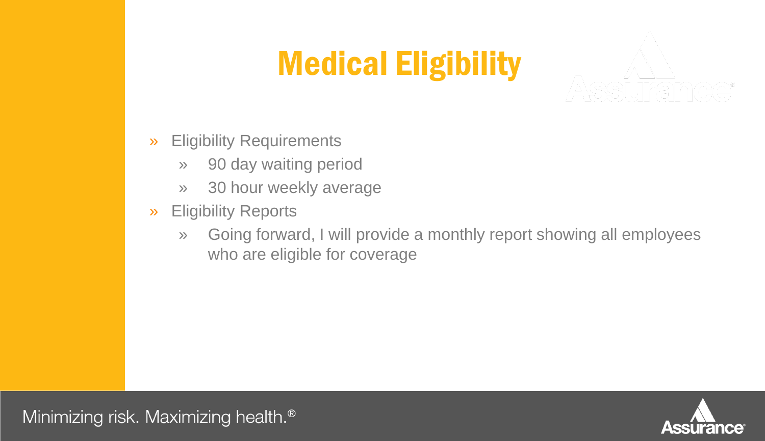# Medical Eligibility

- Eligibility Requirements
  - 90 day waiting period
  - 30 hour weekly average
- Eligibility Reports
  - Going forward, I will provide a monthly report showing all employees who are eligible for coverage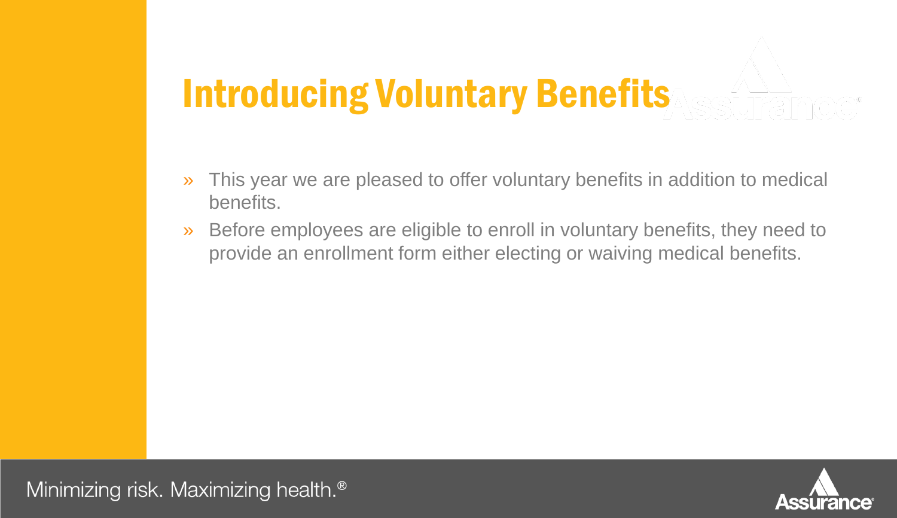# Introducing Voluntary Benefits

- This year we are pleased to offer voluntary benefits in addition to medical benefits.
- Before employees are eligible to enroll in voluntary benefits, they need to provide an enrollment form either electing or waiving medical benefits.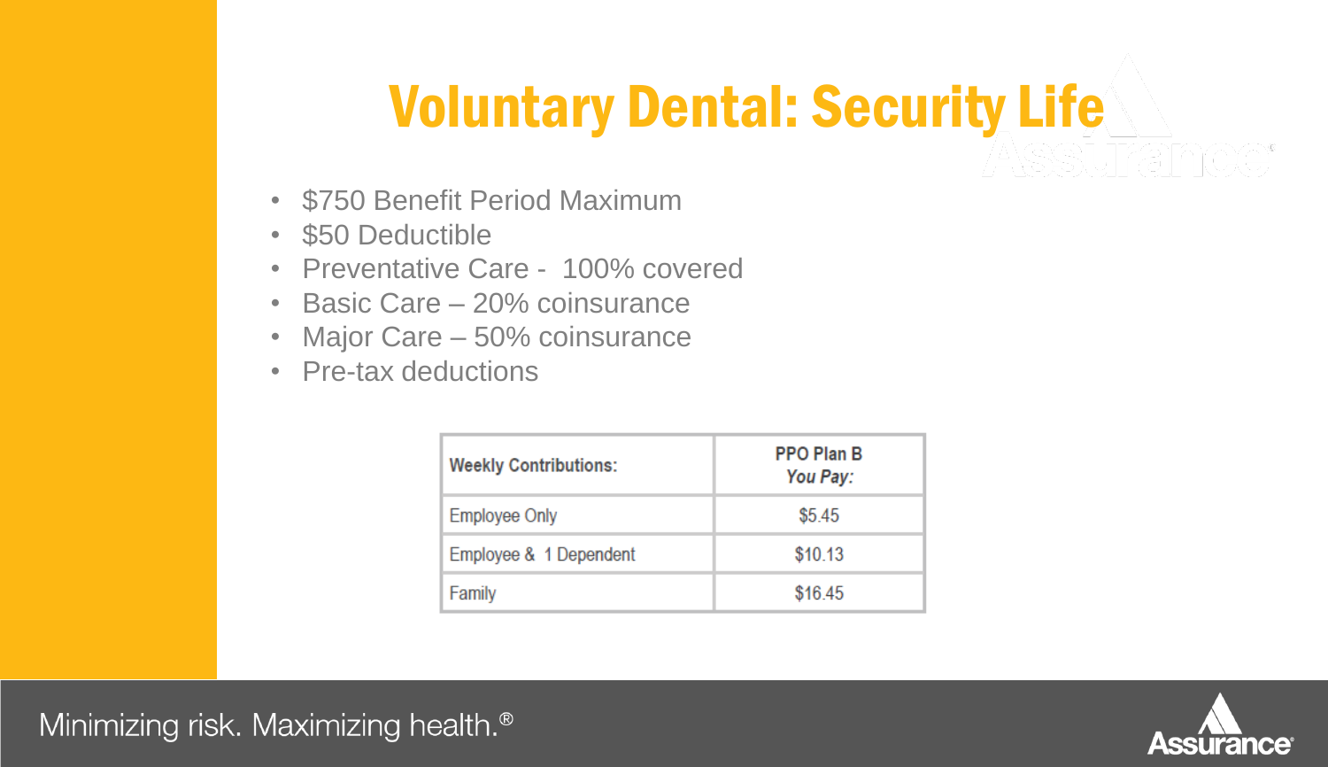# Voluntary Dental: Security Life

- $750 Benefit Period Maximum
- $50 Deductible
- Preventative Care - 100% covered
- Basic Care – 20% coinsurance
- Major Care – 50% coinsurance
- Pre-tax deductions

| Weekly Contributions: | PPO Plan B *You Pay:* |
|---|---|
| Employee Only | $5.45 |
| Employee & 1 Dependent | $10.13 |
| Family | $16.45 |

Minimizing risk. Maximizing health.®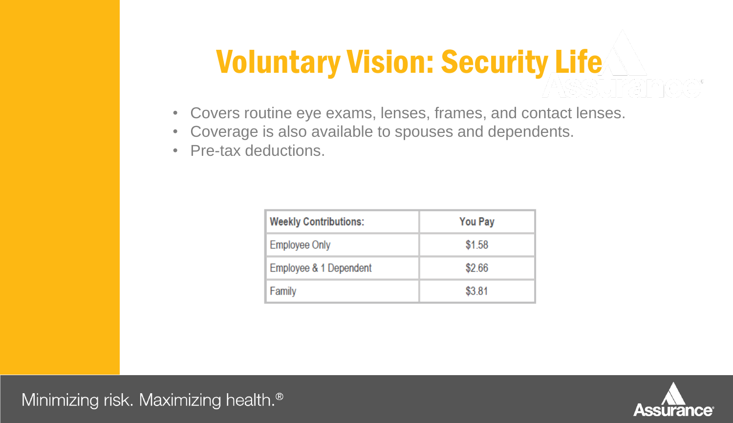# Voluntary Vision: Security Life

- Covers routine eye exams, lenses, frames, and contact lenses.
- Coverage is also available to spouses and dependents.
- Pre-tax deductions.

| Weekly Contributions: | You Pay |
|---|---|
| Employee Only | $1.58 |
| Employee & 1 Dependent | $2.66 |
| Family | $3.81 |

Minimizing risk. Maximizing health.®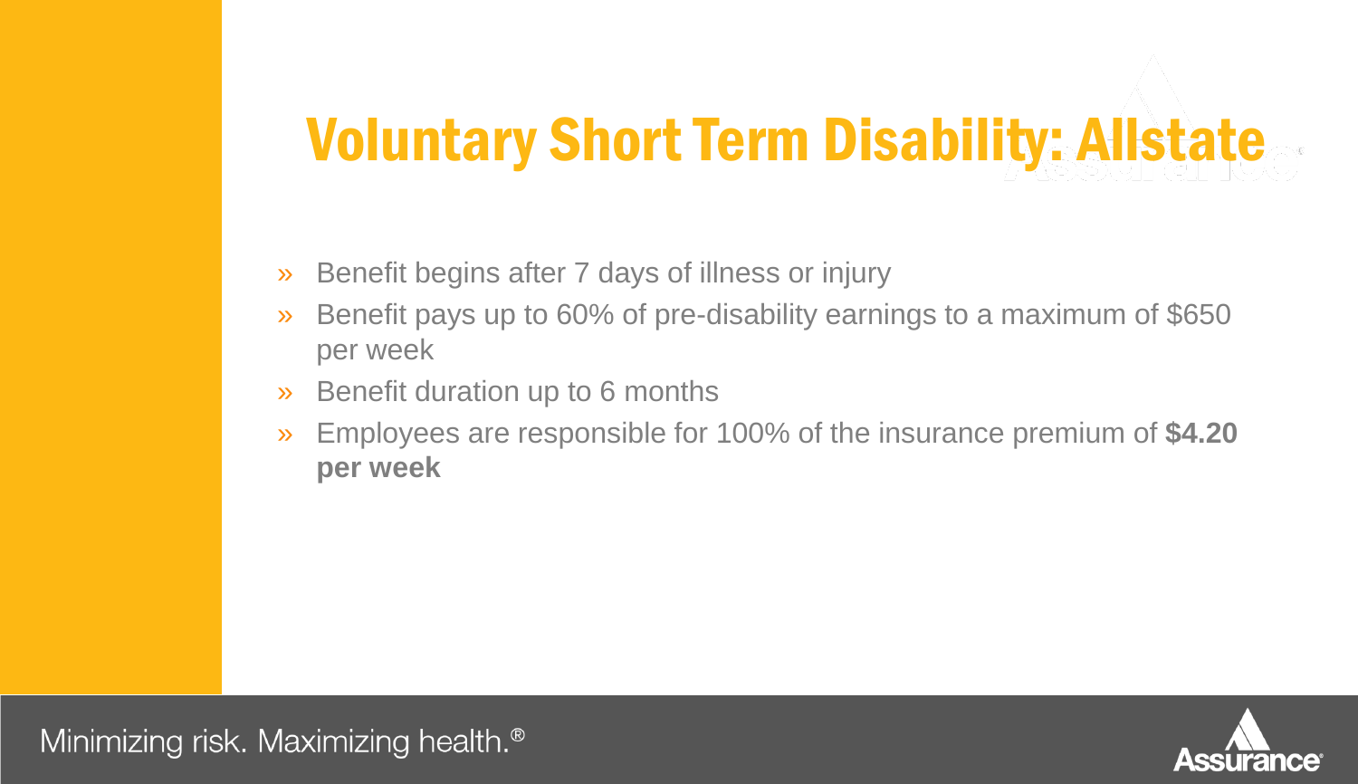# Voluntary Short Term Disability: Allstate

- Benefit begins after 7 days of illness or injury
- Benefit pays up to 60% of pre-disability earnings to a maximum of $650 per week
- Benefit duration up to 6 months
- Employees are responsible for 100% of the insurance premium of **$4.20 per week**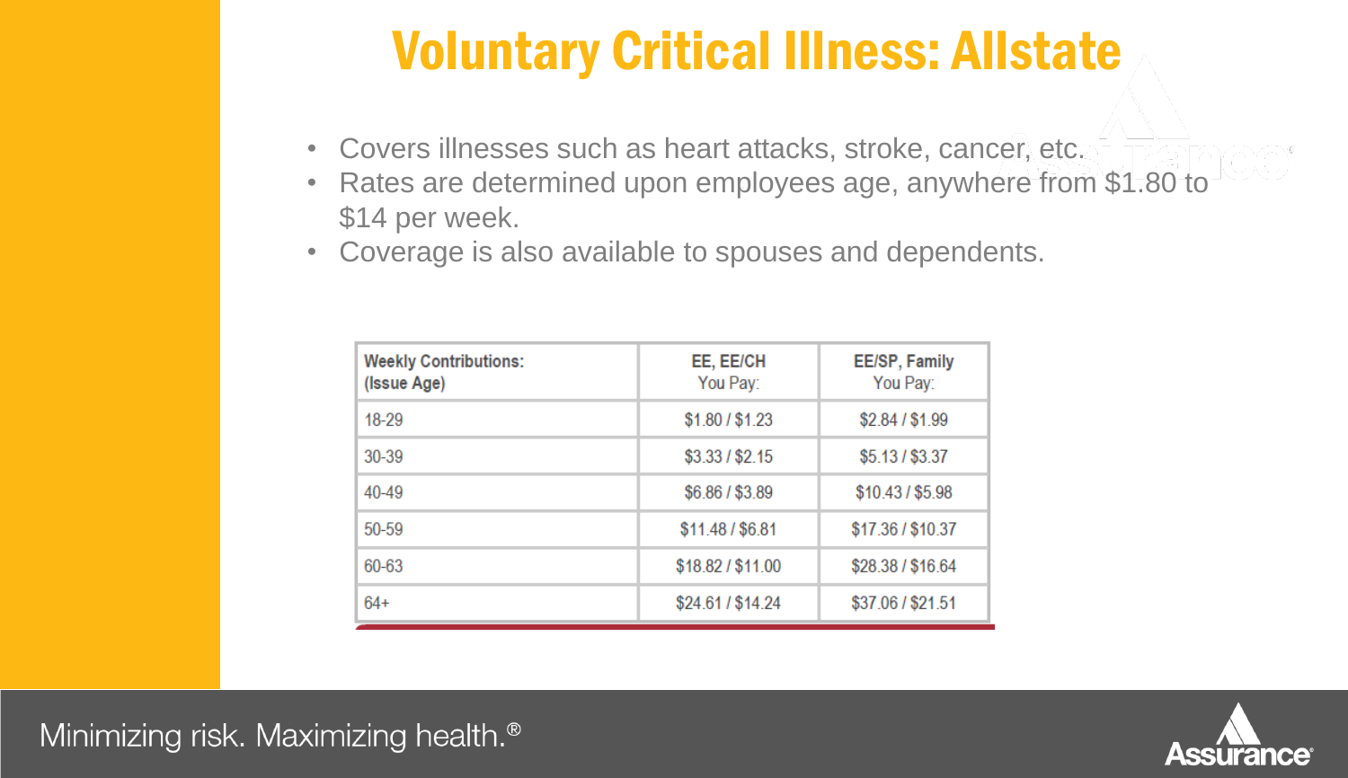# Voluntary Critical Illness: Allstate

- Covers illnesses such as heart attacks, stroke, cancer, etc.
- Rates are determined upon employees age, anywhere from $1.80 to $14 per week.
- Coverage is also available to spouses and dependents.

| Weekly Contributions: (Issue Age) | EE, EE/CH You Pay: | EE/SP, Family You Pay: |
|---|---|---|
| 18-29 | $1.80 / $1.23 | $2.84 / $1.99 |
| 30-39 | $3.33 / $2.15 | $5.13 / $3.37 |
| 40-49 | $6.86 / $3.89 | $10.43 / $5.98 |
| 50-59 | $11.48 / $6.81 | $17.36 / $10.37 |
| 60-63 | $18.82 / $11.00 | $28.38 / $16.64 |
| 64+ | $24.61 / $14.24 | $37.06 / $21.51 |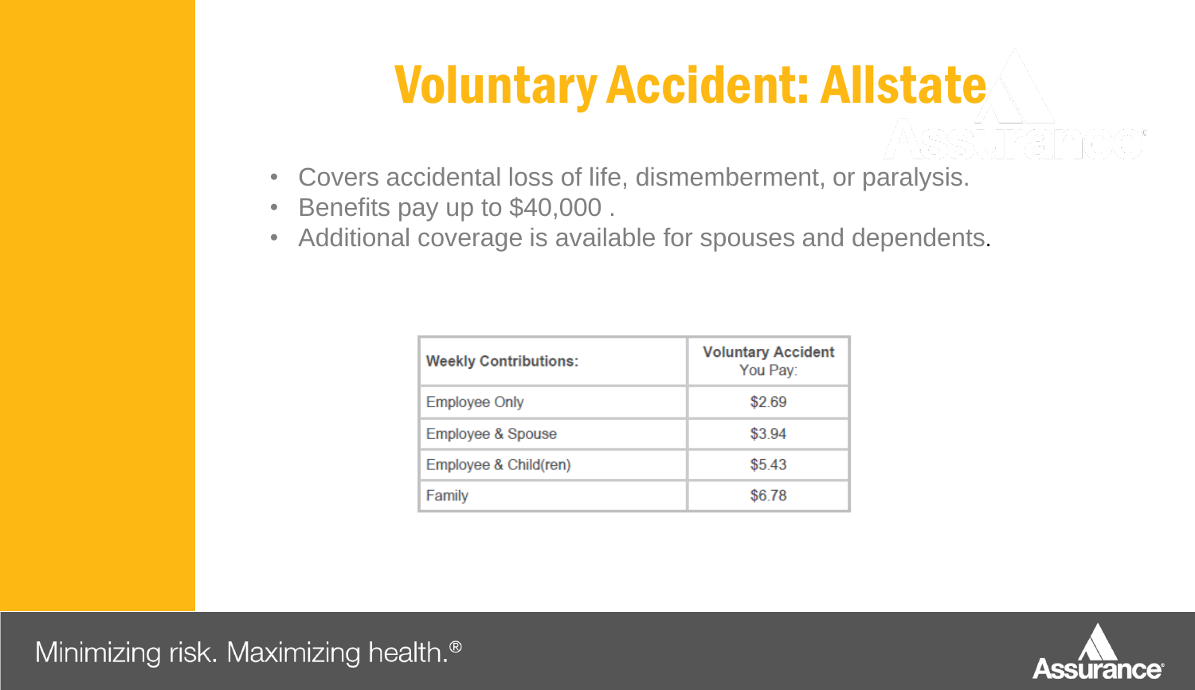# Voluntary Accident: Allstate

- Covers accidental loss of life, dismemberment, or paralysis.
- Benefits pay up to $40,000 .
- Additional coverage is available for spouses and dependents.

| Weekly Contributions: | Voluntary Accident You Pay: |
| --- | --- |
| Employee Only | $2.69 |
| Employee & Spouse | $3.94 |
| Employee & Child(ren) | $5.43 |
| Family | $6.78 |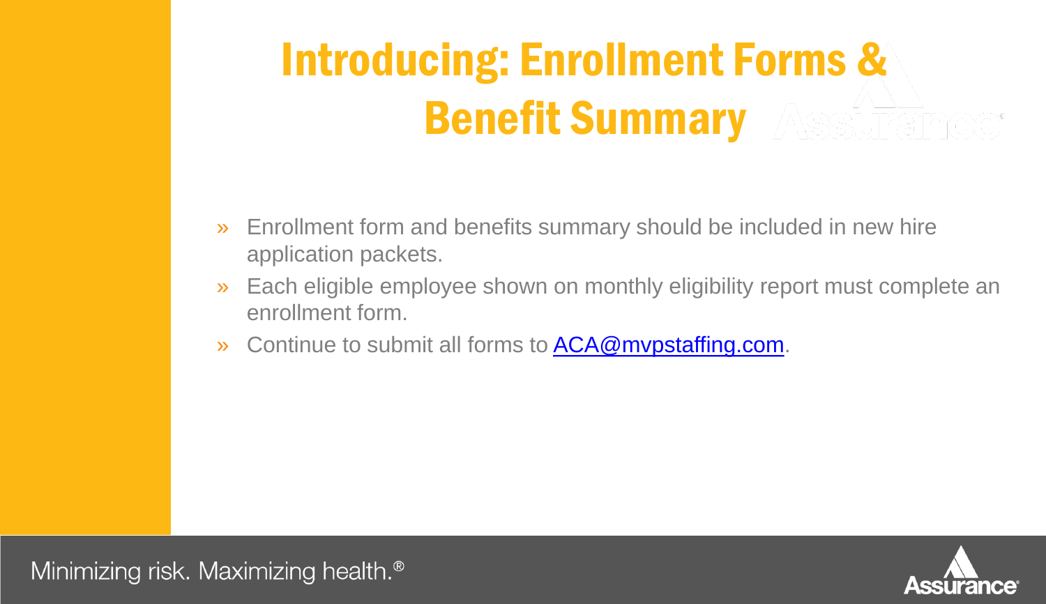# Introducing: Enrollment Forms & Benefit Summary

- Enrollment form and benefits summary should be included in new hire application packets.
- Each eligible employee shown on monthly eligibility report must complete an enrollment form.
- Continue to submit all forms to ACA@mvpstaffing.com.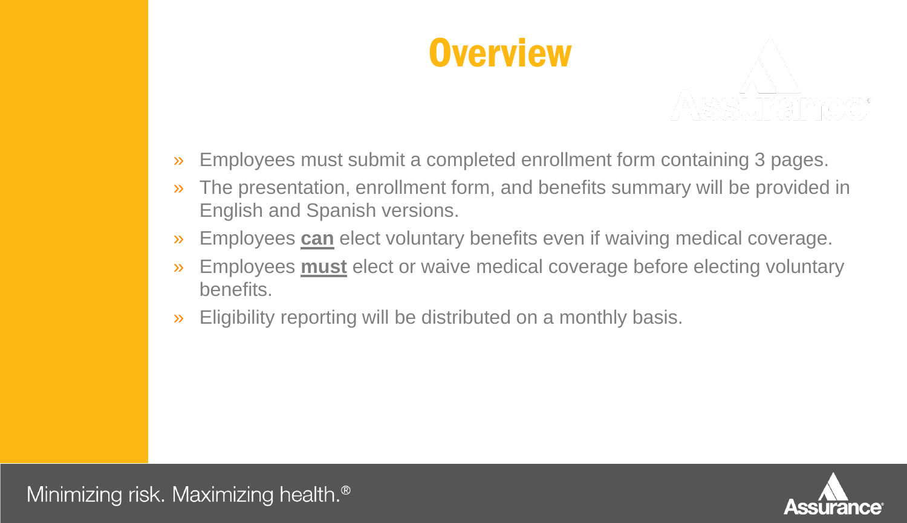# Overview

- Employees must submit a completed enrollment form containing 3 pages.
- The presentation, enrollment form, and benefits summary will be provided in English and Spanish versions.
- Employees **can** elect voluntary benefits even if waiving medical coverage.
- Employees **must** elect or waive medical coverage before electing voluntary benefits.
- Eligibility reporting will be distributed on a monthly basis.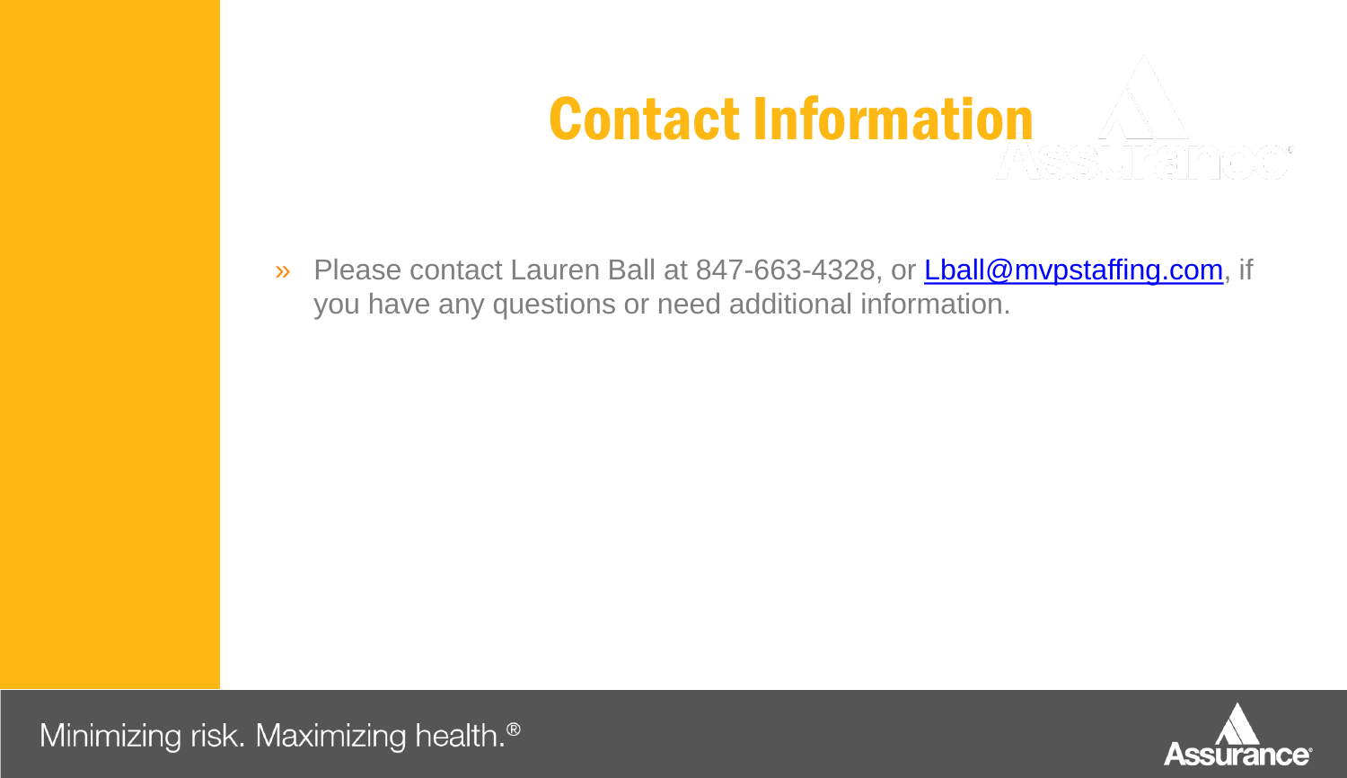# Contact Information

- Please contact Lauren Ball at 847-663-4328, or Lball@mvpstaffing.com, if you have any questions or need additional information.